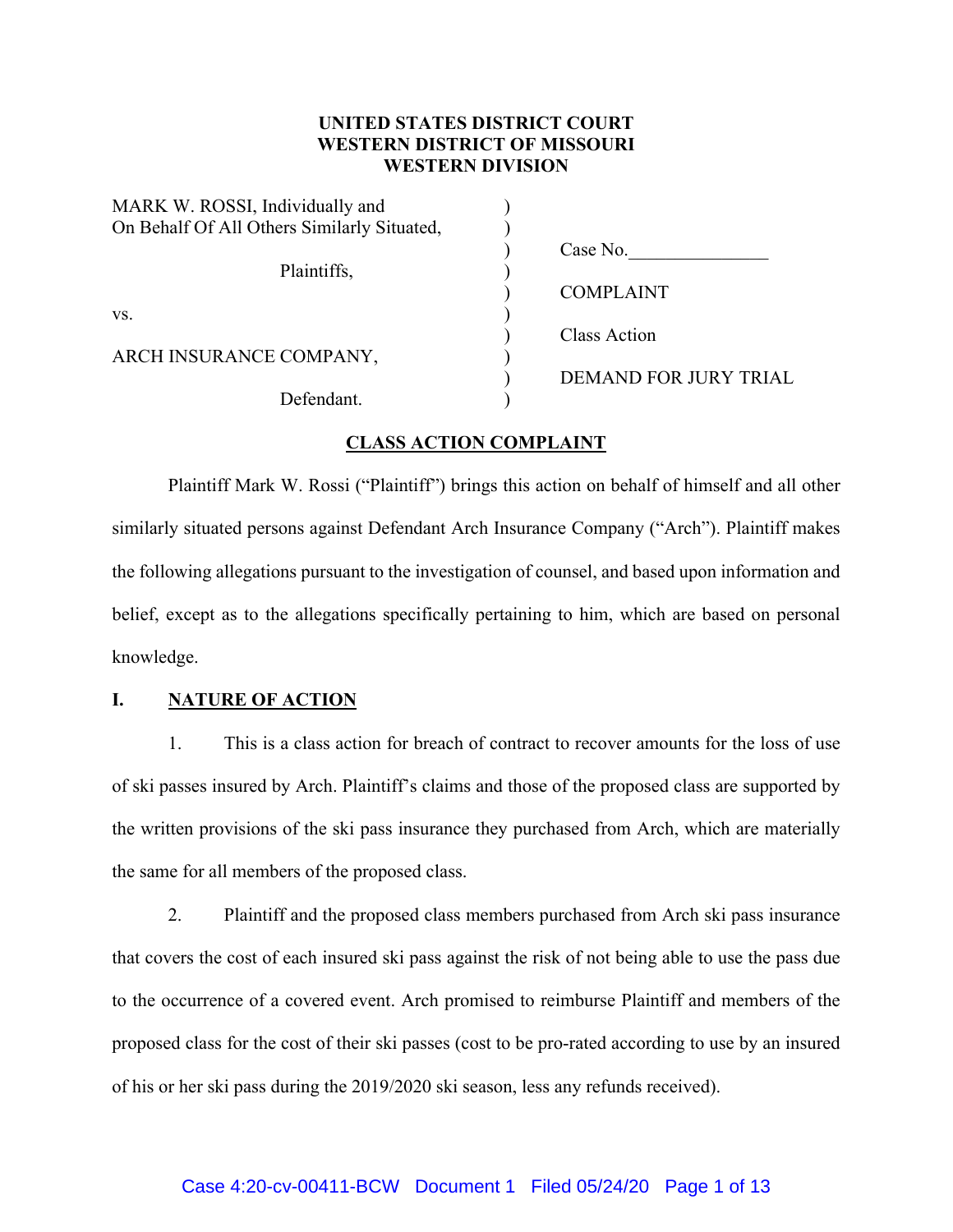**UNITED STATES DISTRICT COURT**
**WESTERN DISTRICT OF MISSOURI**
**WESTERN DIVISION**

| | | |
|---|---|---|
| MARK W. ROSSI, Individually and On Behalf Of All Others Similarly Situated, | ) | |
| | ) | Case No.______________ |
| Plaintiffs, | ) | |
| | ) | COMPLAINT |
| vs. | ) | |
| | ) | Class Action |
| ARCH INSURANCE COMPANY, | ) | |
| | ) | DEMAND FOR JURY TRIAL |
| Defendant. | ) | |

## CLASS ACTION COMPLAINT

Plaintiff Mark W. Rossi ("Plaintiff") brings this action on behalf of himself and all other similarly situated persons against Defendant Arch Insurance Company ("Arch"). Plaintiff makes the following allegations pursuant to the investigation of counsel, and based upon information and belief, except as to the allegations specifically pertaining to him, which are based on personal knowledge.

## I. NATURE OF ACTION

1. This is a class action for breach of contract to recover amounts for the loss of use of ski passes insured by Arch. Plaintiff's claims and those of the proposed class are supported by the written provisions of the ski pass insurance they purchased from Arch, which are materially the same for all members of the proposed class.

2. Plaintiff and the proposed class members purchased from Arch ski pass insurance that covers the cost of each insured ski pass against the risk of not being able to use the pass due to the occurrence of a covered event. Arch promised to reimburse Plaintiff and members of the proposed class for the cost of their ski passes (cost to be pro-rated according to use by an insured of his or her ski pass during the 2019/2020 ski season, less any refunds received).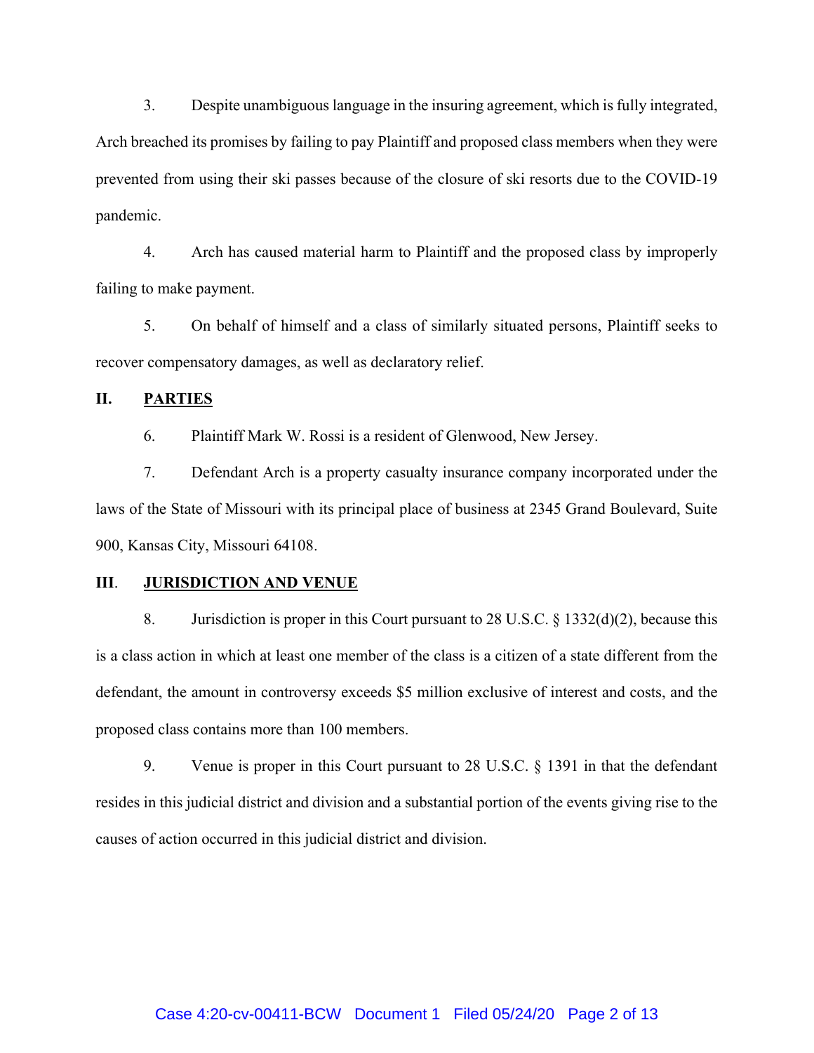3. Despite unambiguous language in the insuring agreement, which is fully integrated, Arch breached its promises by failing to pay Plaintiff and proposed class members when they were prevented from using their ski passes because of the closure of ski resorts due to the COVID-19 pandemic.

4. Arch has caused material harm to Plaintiff and the proposed class by improperly failing to make payment.

5. On behalf of himself and a class of similarly situated persons, Plaintiff seeks to recover compensatory damages, as well as declaratory relief.

## II. PARTIES

6. Plaintiff Mark W. Rossi is a resident of Glenwood, New Jersey.

7. Defendant Arch is a property casualty insurance company incorporated under the laws of the State of Missouri with its principal place of business at 2345 Grand Boulevard, Suite 900, Kansas City, Missouri 64108.

## III. JURISDICTION AND VENUE

8. Jurisdiction is proper in this Court pursuant to 28 U.S.C. § 1332(d)(2), because this is a class action in which at least one member of the class is a citizen of a state different from the defendant, the amount in controversy exceeds $5 million exclusive of interest and costs, and the proposed class contains more than 100 members.

9. Venue is proper in this Court pursuant to 28 U.S.C. § 1391 in that the defendant resides in this judicial district and division and a substantial portion of the events giving rise to the causes of action occurred in this judicial district and division.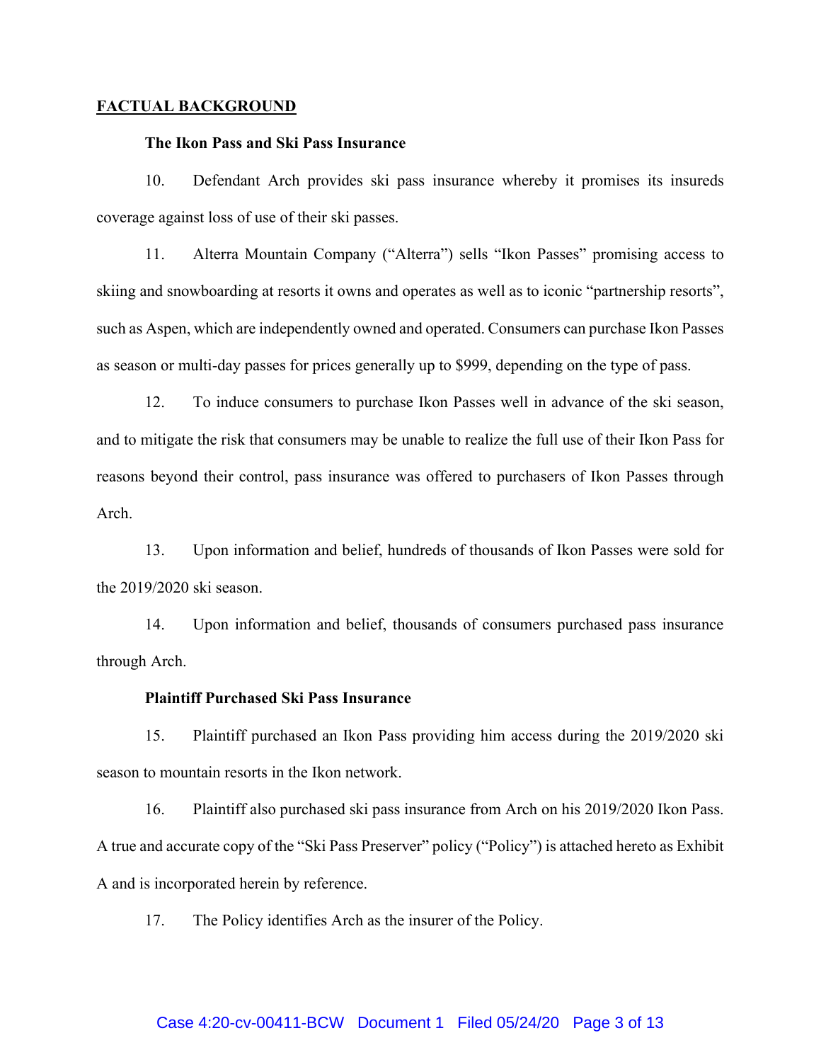## FACTUAL BACKGROUND

### The Ikon Pass and Ski Pass Insurance

10. Defendant Arch provides ski pass insurance whereby it promises its insureds coverage against loss of use of their ski passes.

11. Alterra Mountain Company ("Alterra") sells "Ikon Passes" promising access to skiing and snowboarding at resorts it owns and operates as well as to iconic "partnership resorts", such as Aspen, which are independently owned and operated. Consumers can purchase Ikon Passes as season or multi-day passes for prices generally up to $999, depending on the type of pass.

12. To induce consumers to purchase Ikon Passes well in advance of the ski season, and to mitigate the risk that consumers may be unable to realize the full use of their Ikon Pass for reasons beyond their control, pass insurance was offered to purchasers of Ikon Passes through Arch.

13. Upon information and belief, hundreds of thousands of Ikon Passes were sold for the 2019/2020 ski season.

14. Upon information and belief, thousands of consumers purchased pass insurance through Arch.

### Plaintiff Purchased Ski Pass Insurance

15. Plaintiff purchased an Ikon Pass providing him access during the 2019/2020 ski season to mountain resorts in the Ikon network.

16. Plaintiff also purchased ski pass insurance from Arch on his 2019/2020 Ikon Pass. A true and accurate copy of the "Ski Pass Preserver" policy ("Policy") is attached hereto as Exhibit A and is incorporated herein by reference.

17. The Policy identifies Arch as the insurer of the Policy.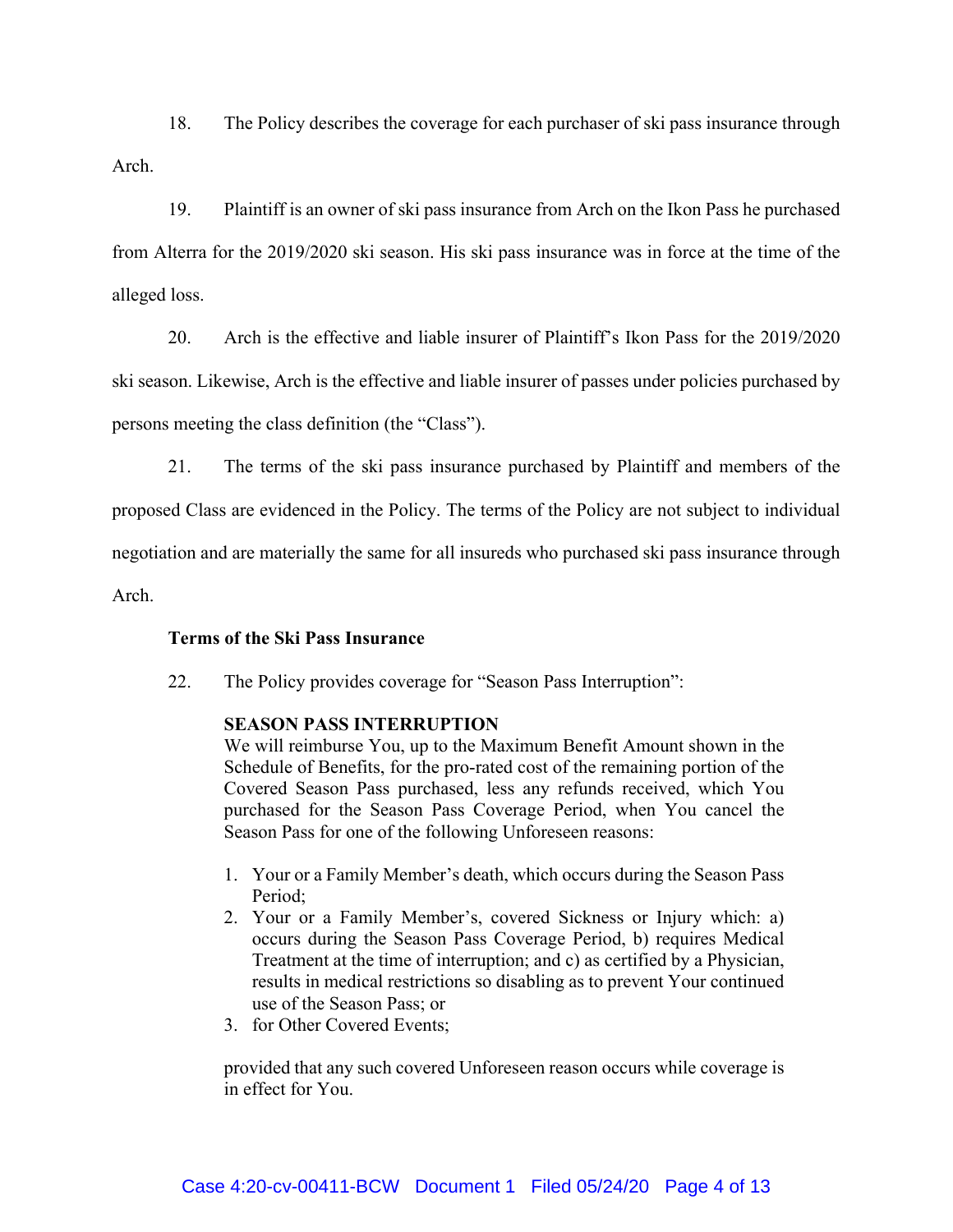18. The Policy describes the coverage for each purchaser of ski pass insurance through Arch.

19. Plaintiff is an owner of ski pass insurance from Arch on the Ikon Pass he purchased from Alterra for the 2019/2020 ski season. His ski pass insurance was in force at the time of the alleged loss.

20. Arch is the effective and liable insurer of Plaintiff's Ikon Pass for the 2019/2020 ski season. Likewise, Arch is the effective and liable insurer of passes under policies purchased by persons meeting the class definition (the "Class").

21. The terms of the ski pass insurance purchased by Plaintiff and members of the proposed Class are evidenced in the Policy. The terms of the Policy are not subject to individual negotiation and are materially the same for all insureds who purchased ski pass insurance through Arch.

**Terms of the Ski Pass Insurance**

22. The Policy provides coverage for "Season Pass Interruption":

> **SEASON PASS INTERRUPTION**
> We will reimburse You, up to the Maximum Benefit Amount shown in the Schedule of Benefits, for the pro-rated cost of the remaining portion of the Covered Season Pass purchased, less any refunds received, which You purchased for the Season Pass Coverage Period, when You cancel the Season Pass for one of the following Unforeseen reasons:
>
> 1. Your or a Family Member's death, which occurs during the Season Pass Period;
> 2. Your or a Family Member's, covered Sickness or Injury which: a) occurs during the Season Pass Coverage Period, b) requires Medical Treatment at the time of interruption; and c) as certified by a Physician, results in medical restrictions so disabling as to prevent Your continued use of the Season Pass; or
> 3. for Other Covered Events;
>
> provided that any such covered Unforeseen reason occurs while coverage is in effect for You.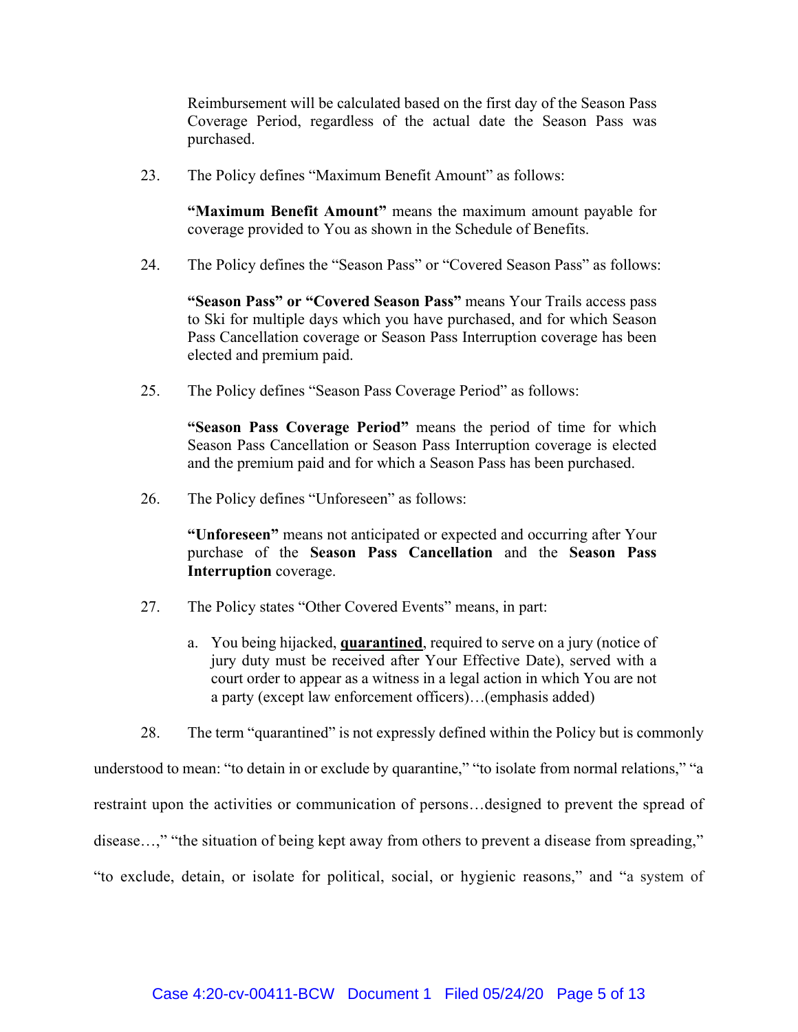Reimbursement will be calculated based on the first day of the Season Pass Coverage Period, regardless of the actual date the Season Pass was purchased.

23. The Policy defines "Maximum Benefit Amount" as follows:

> **"Maximum Benefit Amount"** means the maximum amount payable for coverage provided to You as shown in the Schedule of Benefits.

24. The Policy defines the "Season Pass" or "Covered Season Pass" as follows:

> **"Season Pass" or "Covered Season Pass"** means Your Trails access pass to Ski for multiple days which you have purchased, and for which Season Pass Cancellation coverage or Season Pass Interruption coverage has been elected and premium paid.

25. The Policy defines "Season Pass Coverage Period" as follows:

> **"Season Pass Coverage Period"** means the period of time for which Season Pass Cancellation or Season Pass Interruption coverage is elected and the premium paid and for which a Season Pass has been purchased.

26. The Policy defines "Unforeseen" as follows:

> **"Unforeseen"** means not anticipated or expected and occurring after Your purchase of the **Season Pass Cancellation** and the **Season Pass Interruption** coverage.

27. The Policy states "Other Covered Events" means, in part:

> a. You being hijacked, <u>**quarantined**</u>, required to serve on a jury (notice of jury duty must be received after Your Effective Date), served with a court order to appear as a witness in a legal action in which You are not a party (except law enforcement officers)…(emphasis added)

28. The term "quarantined" is not expressly defined within the Policy but is commonly understood to mean: "to detain in or exclude by quarantine," "to isolate from normal relations," "a restraint upon the activities or communication of persons…designed to prevent the spread of disease…," "the situation of being kept away from others to prevent a disease from spreading," "to exclude, detain, or isolate for political, social, or hygienic reasons," and "a system of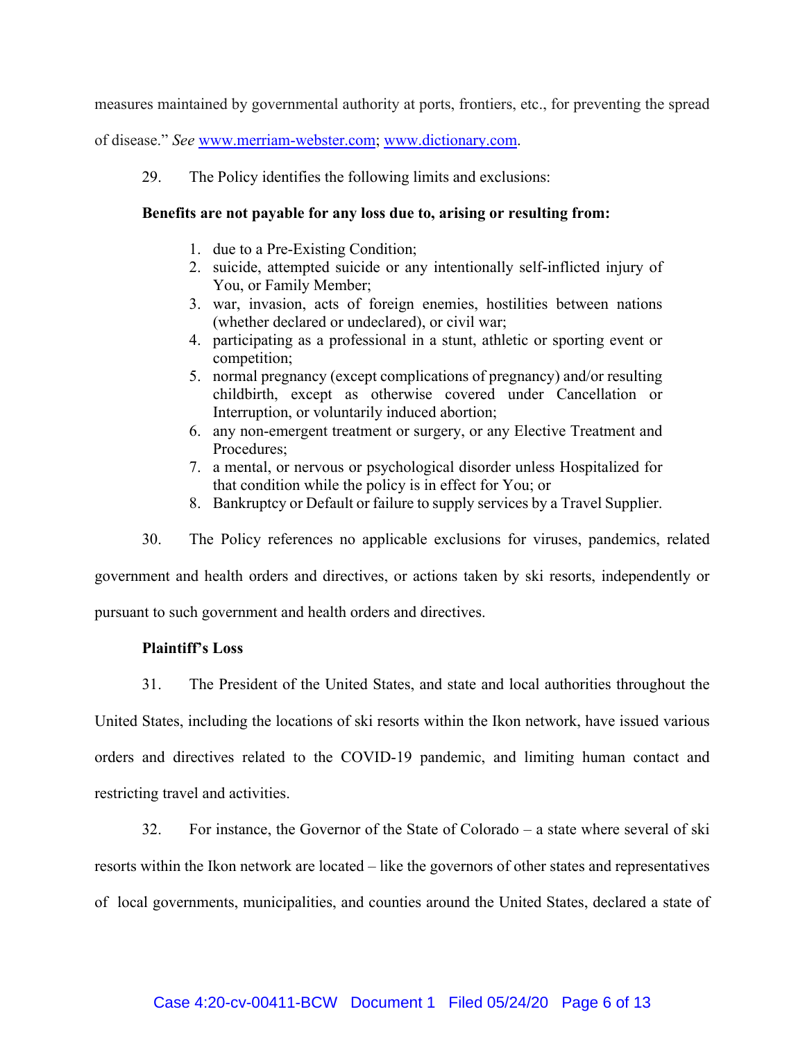measures maintained by governmental authority at ports, frontiers, etc., for preventing the spread of disease." *See* www.merriam-webster.com; www.dictionary.com.

29. The Policy identifies the following limits and exclusions:

**Benefits are not payable for any loss due to, arising or resulting from:**

1. due to a Pre-Existing Condition;
2. suicide, attempted suicide or any intentionally self-inflicted injury of You, or Family Member;
3. war, invasion, acts of foreign enemies, hostilities between nations (whether declared or undeclared), or civil war;
4. participating as a professional in a stunt, athletic or sporting event or competition;
5. normal pregnancy (except complications of pregnancy) and/or resulting childbirth, except as otherwise covered under Cancellation or Interruption, or voluntarily induced abortion;
6. any non-emergent treatment or surgery, or any Elective Treatment and Procedures;
7. a mental, or nervous or psychological disorder unless Hospitalized for that condition while the policy is in effect for You; or
8. Bankruptcy or Default or failure to supply services by a Travel Supplier.

30. The Policy references no applicable exclusions for viruses, pandemics, related government and health orders and directives, or actions taken by ski resorts, independently or pursuant to such government and health orders and directives.

**Plaintiff's Loss**

31. The President of the United States, and state and local authorities throughout the United States, including the locations of ski resorts within the Ikon network, have issued various orders and directives related to the COVID-19 pandemic, and limiting human contact and restricting travel and activities.

32. For instance, the Governor of the State of Colorado – a state where several of ski resorts within the Ikon network are located – like the governors of other states and representatives of local governments, municipalities, and counties around the United States, declared a state of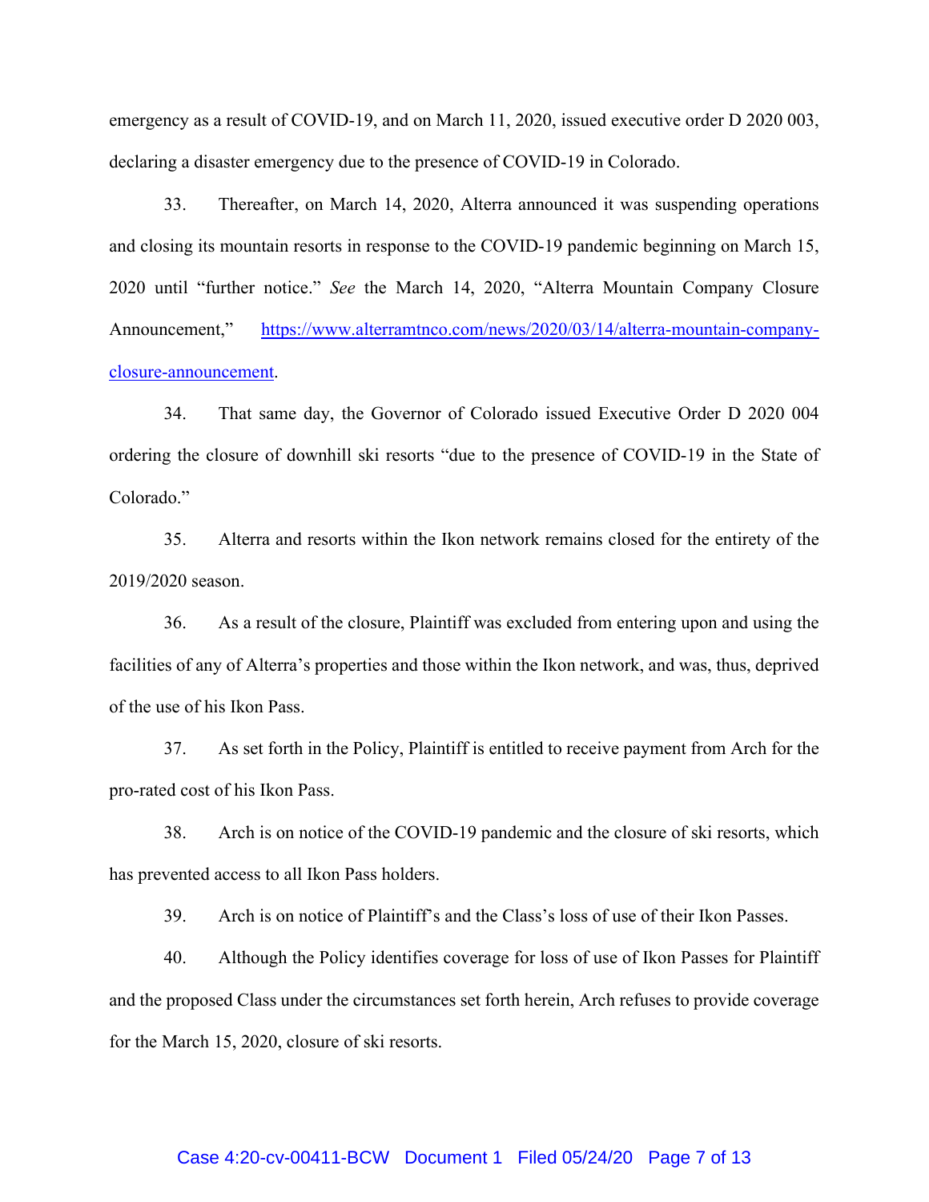emergency as a result of COVID-19, and on March 11, 2020, issued executive order D 2020 003, declaring a disaster emergency due to the presence of COVID-19 in Colorado.

33. Thereafter, on March 14, 2020, Alterra announced it was suspending operations and closing its mountain resorts in response to the COVID-19 pandemic beginning on March 15, 2020 until "further notice." *See* the March 14, 2020, "Alterra Mountain Company Closure Announcement," [https://www.alterramtnco.com/news/2020/03/14/alterra-mountain-company-closure-announcement](https://www.alterramtnco.com/news/2020/03/14/alterra-mountain-company-closure-announcement).

34. That same day, the Governor of Colorado issued Executive Order D 2020 004 ordering the closure of downhill ski resorts "due to the presence of COVID-19 in the State of Colorado."

35. Alterra and resorts within the Ikon network remains closed for the entirety of the 2019/2020 season.

36. As a result of the closure, Plaintiff was excluded from entering upon and using the facilities of any of Alterra's properties and those within the Ikon network, and was, thus, deprived of the use of his Ikon Pass.

37. As set forth in the Policy, Plaintiff is entitled to receive payment from Arch for the pro-rated cost of his Ikon Pass.

38. Arch is on notice of the COVID-19 pandemic and the closure of ski resorts, which has prevented access to all Ikon Pass holders.

39. Arch is on notice of Plaintiff's and the Class's loss of use of their Ikon Passes.

40. Although the Policy identifies coverage for loss of use of Ikon Passes for Plaintiff and the proposed Class under the circumstances set forth herein, Arch refuses to provide coverage for the March 15, 2020, closure of ski resorts.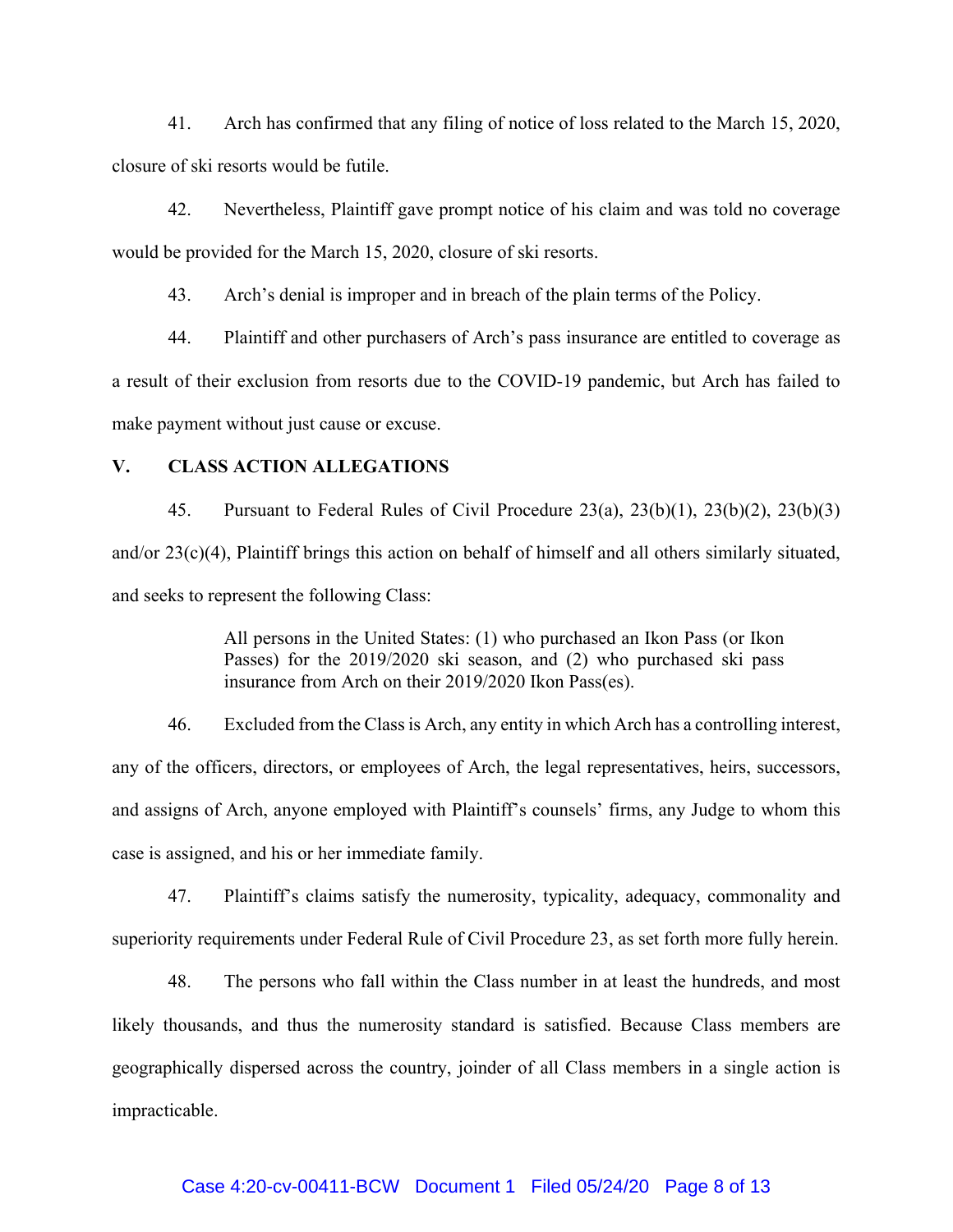41. Arch has confirmed that any filing of notice of loss related to the March 15, 2020, closure of ski resorts would be futile.

42. Nevertheless, Plaintiff gave prompt notice of his claim and was told no coverage would be provided for the March 15, 2020, closure of ski resorts.

43. Arch's denial is improper and in breach of the plain terms of the Policy.

44. Plaintiff and other purchasers of Arch's pass insurance are entitled to coverage as a result of their exclusion from resorts due to the COVID-19 pandemic, but Arch has failed to make payment without just cause or excuse.

## V. CLASS ACTION ALLEGATIONS

45. Pursuant to Federal Rules of Civil Procedure 23(a), 23(b)(1), 23(b)(2), 23(b)(3) and/or 23(c)(4), Plaintiff brings this action on behalf of himself and all others similarly situated, and seeks to represent the following Class:

> All persons in the United States: (1) who purchased an Ikon Pass (or Ikon Passes) for the 2019/2020 ski season, and (2) who purchased ski pass insurance from Arch on their 2019/2020 Ikon Pass(es).

46. Excluded from the Class is Arch, any entity in which Arch has a controlling interest, any of the officers, directors, or employees of Arch, the legal representatives, heirs, successors, and assigns of Arch, anyone employed with Plaintiff's counsels' firms, any Judge to whom this case is assigned, and his or her immediate family.

47. Plaintiff's claims satisfy the numerosity, typicality, adequacy, commonality and superiority requirements under Federal Rule of Civil Procedure 23, as set forth more fully herein.

48. The persons who fall within the Class number in at least the hundreds, and most likely thousands, and thus the numerosity standard is satisfied. Because Class members are geographically dispersed across the country, joinder of all Class members in a single action is impracticable.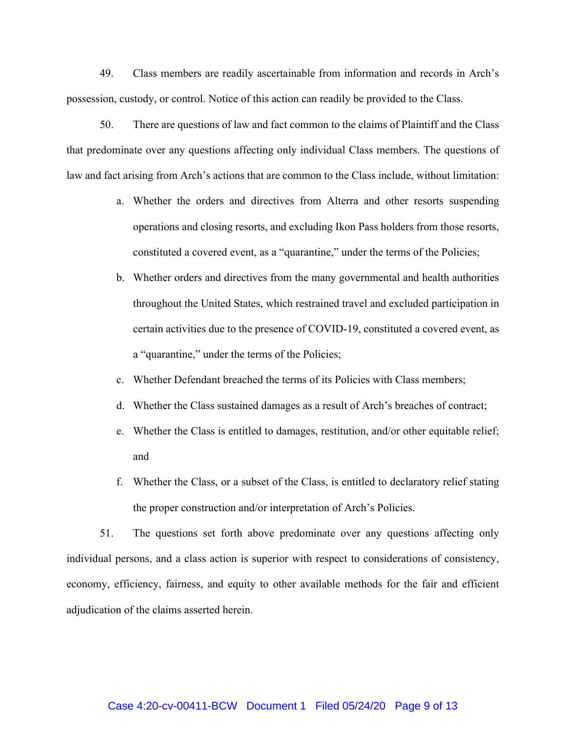49. Class members are readily ascertainable from information and records in Arch's possession, custody, or control. Notice of this action can readily be provided to the Class.

50. There are questions of law and fact common to the claims of Plaintiff and the Class that predominate over any questions affecting only individual Class members. The questions of law and fact arising from Arch's actions that are common to the Class include, without limitation:

a. Whether the orders and directives from Alterra and other resorts suspending operations and closing resorts, and excluding Ikon Pass holders from those resorts, constituted a covered event, as a "quarantine," under the terms of the Policies;

b. Whether orders and directives from the many governmental and health authorities throughout the United States, which restrained travel and excluded participation in certain activities due to the presence of COVID-19, constituted a covered event, as a "quarantine," under the terms of the Policies;

c. Whether Defendant breached the terms of its Policies with Class members;

d. Whether the Class sustained damages as a result of Arch's breaches of contract;

e. Whether the Class is entitled to damages, restitution, and/or other equitable relief; and

f. Whether the Class, or a subset of the Class, is entitled to declaratory relief stating the proper construction and/or interpretation of Arch's Policies.

51. The questions set forth above predominate over any questions affecting only individual persons, and a class action is superior with respect to considerations of consistency, economy, efficiency, fairness, and equity to other available methods for the fair and efficient adjudication of the claims asserted herein.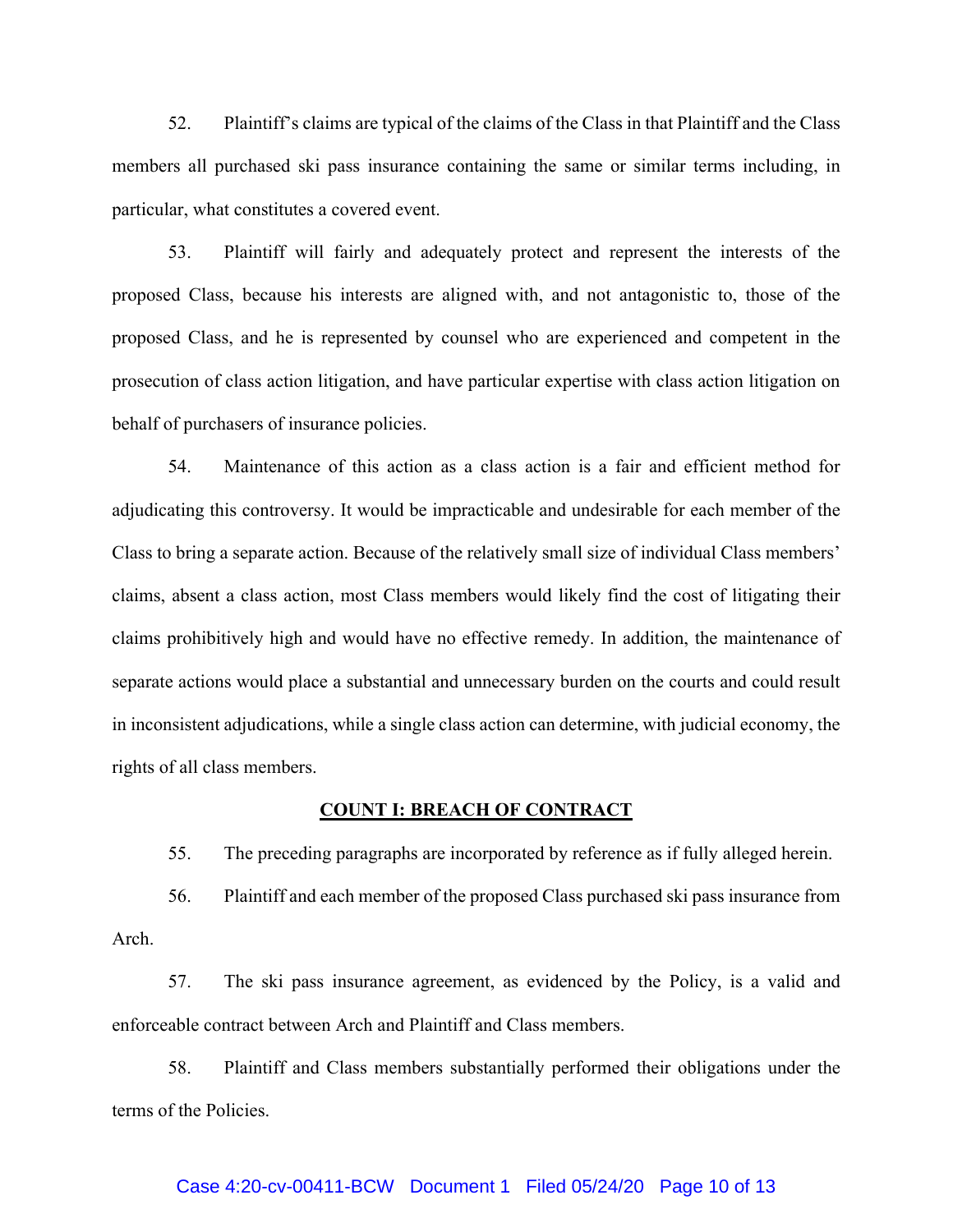52. Plaintiff's claims are typical of the claims of the Class in that Plaintiff and the Class members all purchased ski pass insurance containing the same or similar terms including, in particular, what constitutes a covered event.

53. Plaintiff will fairly and adequately protect and represent the interests of the proposed Class, because his interests are aligned with, and not antagonistic to, those of the proposed Class, and he is represented by counsel who are experienced and competent in the prosecution of class action litigation, and have particular expertise with class action litigation on behalf of purchasers of insurance policies.

54. Maintenance of this action as a class action is a fair and efficient method for adjudicating this controversy. It would be impracticable and undesirable for each member of the Class to bring a separate action. Because of the relatively small size of individual Class members' claims, absent a class action, most Class members would likely find the cost of litigating their claims prohibitively high and would have no effective remedy. In addition, the maintenance of separate actions would place a substantial and unnecessary burden on the courts and could result in inconsistent adjudications, while a single class action can determine, with judicial economy, the rights of all class members.

## COUNT I: BREACH OF CONTRACT

55. The preceding paragraphs are incorporated by reference as if fully alleged herein.

56. Plaintiff and each member of the proposed Class purchased ski pass insurance from Arch.

57. The ski pass insurance agreement, as evidenced by the Policy, is a valid and enforceable contract between Arch and Plaintiff and Class members.

58. Plaintiff and Class members substantially performed their obligations under the terms of the Policies.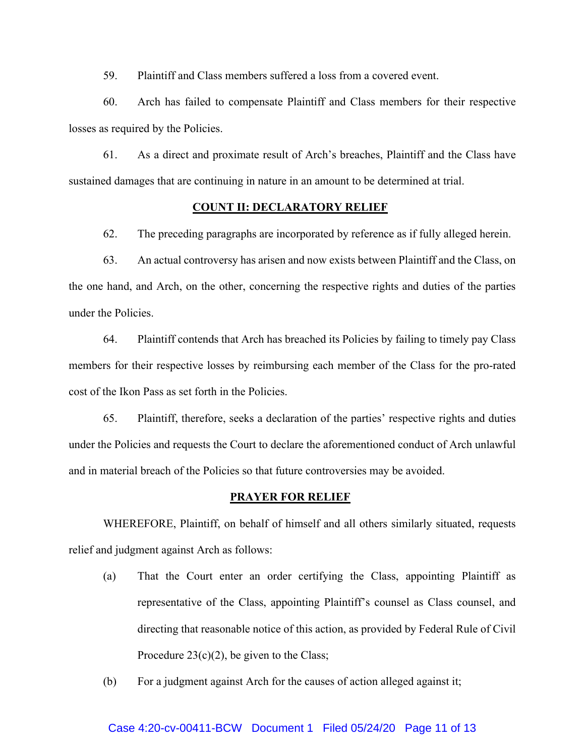59. Plaintiff and Class members suffered a loss from a covered event.

60. Arch has failed to compensate Plaintiff and Class members for their respective losses as required by the Policies.

61. As a direct and proximate result of Arch's breaches, Plaintiff and the Class have sustained damages that are continuing in nature in an amount to be determined at trial.

## COUNT II: DECLARATORY RELIEF

62. The preceding paragraphs are incorporated by reference as if fully alleged herein.

63. An actual controversy has arisen and now exists between Plaintiff and the Class, on the one hand, and Arch, on the other, concerning the respective rights and duties of the parties under the Policies.

64. Plaintiff contends that Arch has breached its Policies by failing to timely pay Class members for their respective losses by reimbursing each member of the Class for the pro-rated cost of the Ikon Pass as set forth in the Policies.

65. Plaintiff, therefore, seeks a declaration of the parties' respective rights and duties under the Policies and requests the Court to declare the aforementioned conduct of Arch unlawful and in material breach of the Policies so that future controversies may be avoided.

## PRAYER FOR RELIEF

WHEREFORE, Plaintiff, on behalf of himself and all others similarly situated, requests relief and judgment against Arch as follows:

(a) That the Court enter an order certifying the Class, appointing Plaintiff as representative of the Class, appointing Plaintiff's counsel as Class counsel, and directing that reasonable notice of this action, as provided by Federal Rule of Civil Procedure 23(c)(2), be given to the Class;

(b) For a judgment against Arch for the causes of action alleged against it;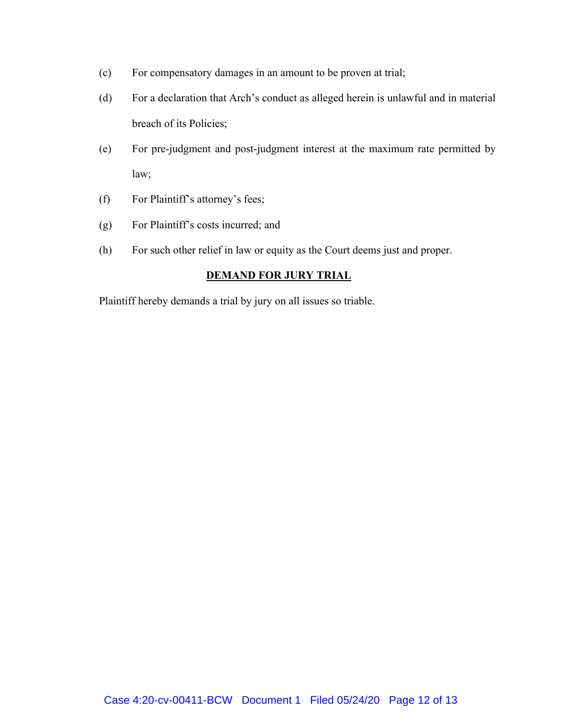(c) For compensatory damages in an amount to be proven at trial;

(d) For a declaration that Arch's conduct as alleged herein is unlawful and in material breach of its Policies;

(e) For pre-judgment and post-judgment interest at the maximum rate permitted by law;

(f) For Plaintiff's attorney's fees;

(g) For Plaintiff's costs incurred; and

(h) For such other relief in law or equity as the Court deems just and proper.

**DEMAND FOR JURY TRIAL**

Plaintiff hereby demands a trial by jury on all issues so triable.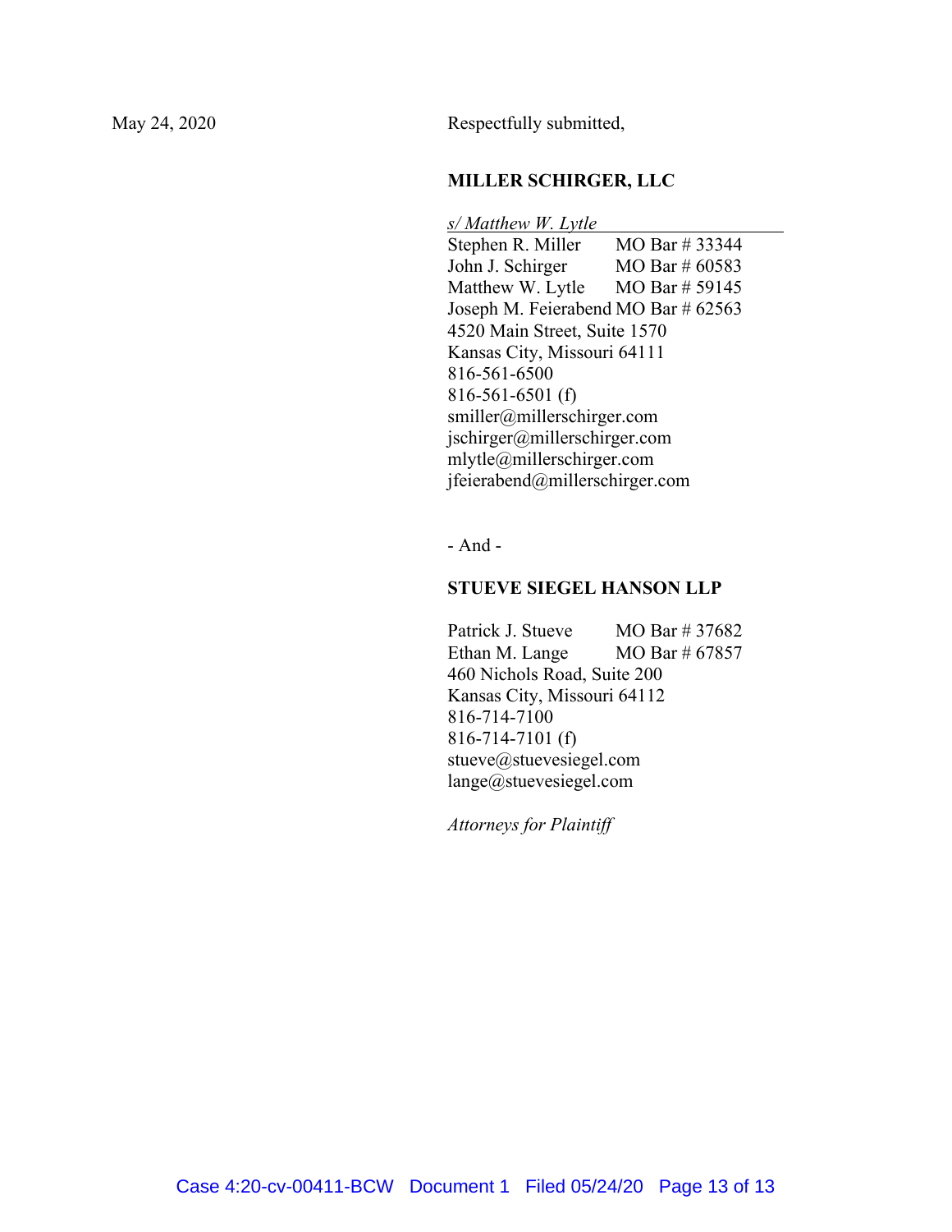May 24, 2020

Respectfully submitted,

**MILLER SCHIRGER, LLC**

*s/ Matthew W. Lytle*

| | |
|---|---|
| Stephen R. Miller | MO Bar # 33344 |
| John J. Schirger | MO Bar # 60583 |
| Matthew W. Lytle | MO Bar # 59145 |
| Joseph M. Feierabend | MO Bar # 62563 |

4520 Main Street, Suite 1570
Kansas City, Missouri 64111
816-561-6500
816-561-6501 (f)
smiller@millerschirger.com
jschirger@millerschirger.com
mlytle@millerschirger.com
jfeierabend@millerschirger.com

- And -

**STUEVE SIEGEL HANSON LLP**

| | |
|---|---|
| Patrick J. Stueve | MO Bar # 37682 |
| Ethan M. Lange | MO Bar # 67857 |

460 Nichols Road, Suite 200
Kansas City, Missouri 64112
816-714-7100
816-714-7101 (f)
stueve@stuevesiegel.com
lange@stuevesiegel.com

*Attorneys for Plaintiff*